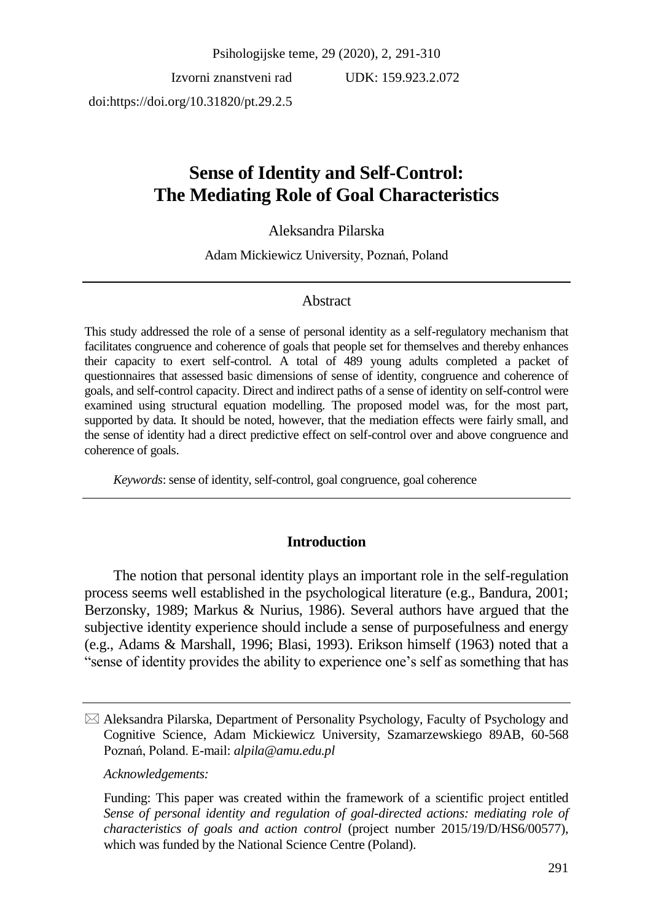Psihologijske teme, 29 (2020), 2, 291-310

Izvorni znanstveni rad UDK: 159.923.2.072

doi:https://doi.org/10.31820/pt.29.2.5

# Sense of Identity and Self-Control: The Mediating Role of Goal Characteristics

Aleksandra Pilarska

Adam Mickiewicz University, Poznań, Poland

## Abstract

This study addressed the role of a sense of personal identity as a self-regulatory mechanism that facilitates congruence and coherence of goals that people set for themselves and thereby enhances their capacity to exert self-control. A total of 489 young adults completed a packet of questionnaires that assessed basic dimensions of sense of identity, congruence and coherence of goals, and self-control capacity. Direct and indirect paths of a sense of identity on self-control were examined using structural equation modelling. The proposed model was, for the most part, supported by data. It should be noted, however, that the mediation effects were fairly small, and the sense of identity had a direct predictive effect on self-control over and above congruence and coherence of goals.

*Keywords*: sense of identity, self-control, goal congruence, goal coherence

## Introduction

The notion that personal identity plays an important role in the self-regulation process seems well established in the psychological literature (e.g., Bandura, 2001; Berzonsky, 1989; Markus & Nurius, 1986). Several authors have argued that the subjective identity experience should include a sense of purposefulness and energy (e.g., Adams & Marshall, 1996; Blasi, 1993). Erikson himself (1963) noted that a "sense of identity provides the ability to experience one's self as something that has

---

✉ Aleksandra Pilarska, Department of Personality Psychology, Faculty of Psychology and Cognitive Science, Adam Mickiewicz University, Szamarzewskiego 89AB, 60-568 Poznań, Poland. E-mail: *alpila@amu.edu.pl*

*Acknowledgements:*

Funding: This paper was created within the framework of a scientific project entitled *Sense of personal identity and regulation of goal-directed actions: mediating role of characteristics of goals and action control* (project number 2015/19/D/HS6/00577), which was funded by the National Science Centre (Poland).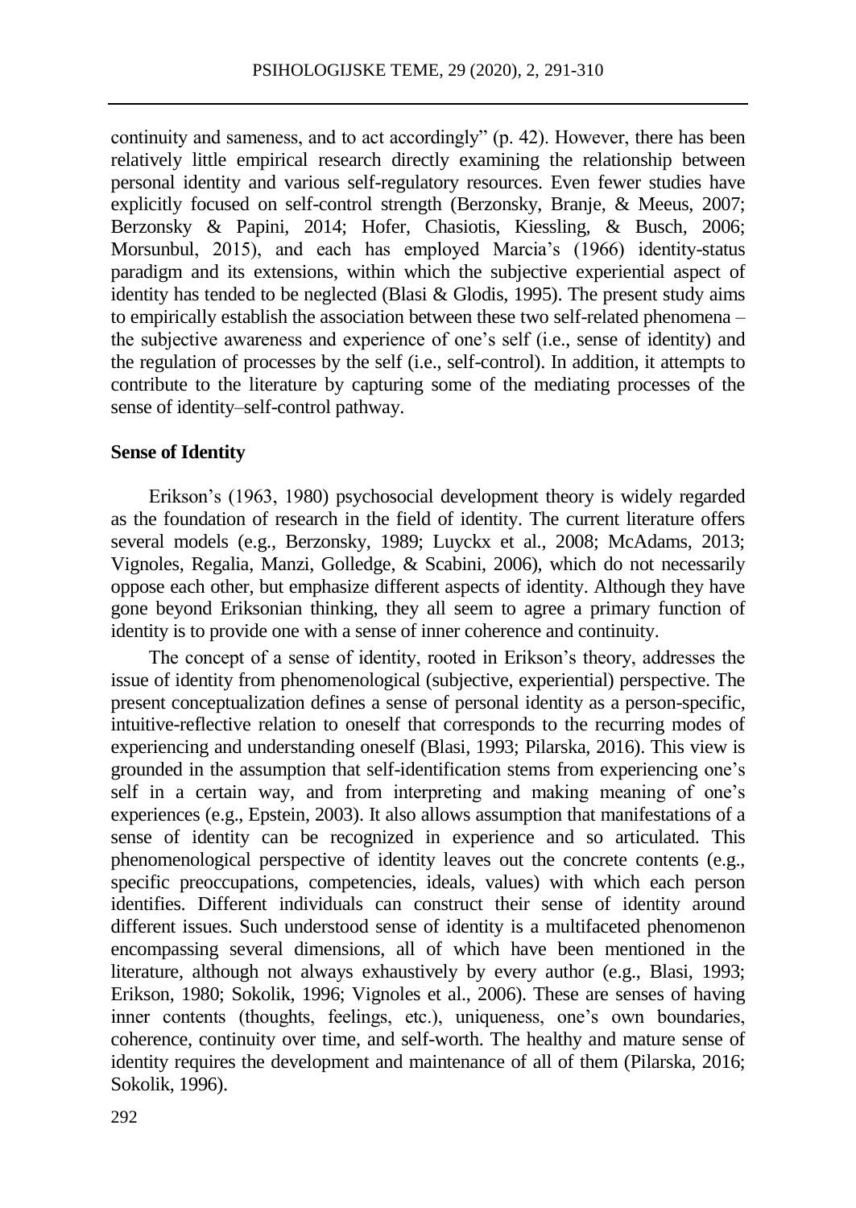continuity and sameness, and to act accordingly" (p. 42). However, there has been relatively little empirical research directly examining the relationship between personal identity and various self-regulatory resources. Even fewer studies have explicitly focused on self-control strength (Berzonsky, Branje, & Meeus, 2007; Berzonsky & Papini, 2014; Hofer, Chasiotis, Kiessling, & Busch, 2006; Morsunbul, 2015), and each has employed Marcia's (1966) identity-status paradigm and its extensions, within which the subjective experiential aspect of identity has tended to be neglected (Blasi & Glodis, 1995). The present study aims to empirically establish the association between these two self-related phenomena – the subjective awareness and experience of one's self (i.e., sense of identity) and the regulation of processes by the self (i.e., self-control). In addition, it attempts to contribute to the literature by capturing some of the mediating processes of the sense of identity–self-control pathway.

## Sense of Identity

Erikson's (1963, 1980) psychosocial development theory is widely regarded as the foundation of research in the field of identity. The current literature offers several models (e.g., Berzonsky, 1989; Luyckx et al., 2008; McAdams, 2013; Vignoles, Regalia, Manzi, Golledge, & Scabini, 2006), which do not necessarily oppose each other, but emphasize different aspects of identity. Although they have gone beyond Eriksonian thinking, they all seem to agree a primary function of identity is to provide one with a sense of inner coherence and continuity.

The concept of a sense of identity, rooted in Erikson's theory, addresses the issue of identity from phenomenological (subjective, experiential) perspective. The present conceptualization defines a sense of personal identity as a person-specific, intuitive-reflective relation to oneself that corresponds to the recurring modes of experiencing and understanding oneself (Blasi, 1993; Pilarska, 2016). This view is grounded in the assumption that self-identification stems from experiencing one's self in a certain way, and from interpreting and making meaning of one's experiences (e.g., Epstein, 2003). It also allows assumption that manifestations of a sense of identity can be recognized in experience and so articulated. This phenomenological perspective of identity leaves out the concrete contents (e.g., specific preoccupations, competencies, ideals, values) with which each person identifies. Different individuals can construct their sense of identity around different issues. Such understood sense of identity is a multifaceted phenomenon encompassing several dimensions, all of which have been mentioned in the literature, although not always exhaustively by every author (e.g., Blasi, 1993; Erikson, 1980; Sokolik, 1996; Vignoles et al., 2006). These are senses of having inner contents (thoughts, feelings, etc.), uniqueness, one's own boundaries, coherence, continuity over time, and self-worth. The healthy and mature sense of identity requires the development and maintenance of all of them (Pilarska, 2016; Sokolik, 1996).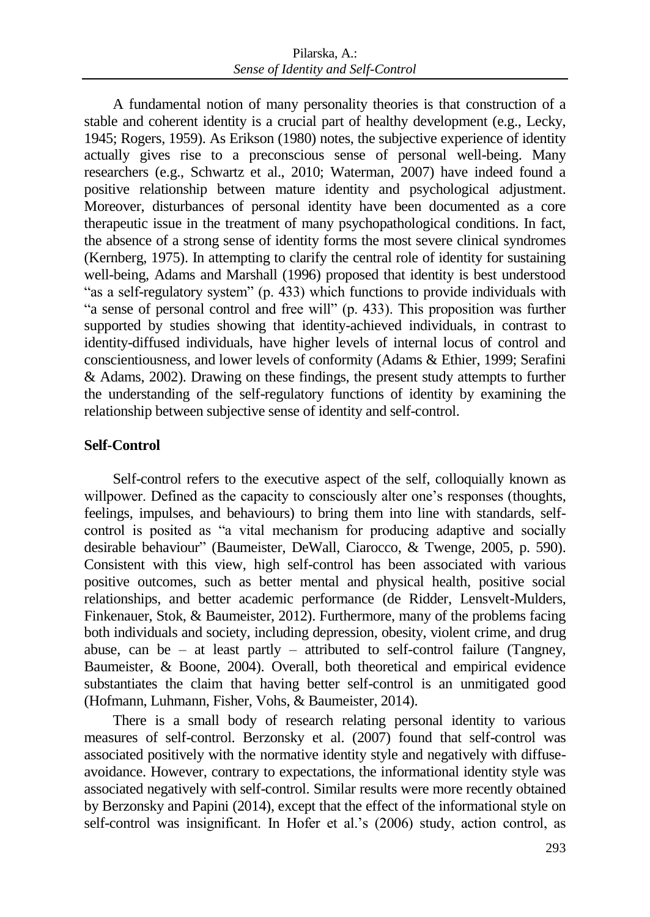A fundamental notion of many personality theories is that construction of a stable and coherent identity is a crucial part of healthy development (e.g., Lecky, 1945; Rogers, 1959). As Erikson (1980) notes, the subjective experience of identity actually gives rise to a preconscious sense of personal well-being. Many researchers (e.g., Schwartz et al., 2010; Waterman, 2007) have indeed found a positive relationship between mature identity and psychological adjustment. Moreover, disturbances of personal identity have been documented as a core therapeutic issue in the treatment of many psychopathological conditions. In fact, the absence of a strong sense of identity forms the most severe clinical syndromes (Kernberg, 1975). In attempting to clarify the central role of identity for sustaining well-being, Adams and Marshall (1996) proposed that identity is best understood "as a self-regulatory system" (p. 433) which functions to provide individuals with "a sense of personal control and free will" (p. 433). This proposition was further supported by studies showing that identity-achieved individuals, in contrast to identity-diffused individuals, have higher levels of internal locus of control and conscientiousness, and lower levels of conformity (Adams & Ethier, 1999; Serafini & Adams, 2002). Drawing on these findings, the present study attempts to further the understanding of the self-regulatory functions of identity by examining the relationship between subjective sense of identity and self-control.

## Self-Control

Self-control refers to the executive aspect of the self, colloquially known as willpower. Defined as the capacity to consciously alter one's responses (thoughts, feelings, impulses, and behaviours) to bring them into line with standards, self-control is posited as "a vital mechanism for producing adaptive and socially desirable behaviour" (Baumeister, DeWall, Ciarocco, & Twenge, 2005, p. 590). Consistent with this view, high self-control has been associated with various positive outcomes, such as better mental and physical health, positive social relationships, and better academic performance (de Ridder, Lensvelt-Mulders, Finkenauer, Stok, & Baumeister, 2012). Furthermore, many of the problems facing both individuals and society, including depression, obesity, violent crime, and drug abuse, can be – at least partly – attributed to self-control failure (Tangney, Baumeister, & Boone, 2004). Overall, both theoretical and empirical evidence substantiates the claim that having better self-control is an unmitigated good (Hofmann, Luhmann, Fisher, Vohs, & Baumeister, 2014).

There is a small body of research relating personal identity to various measures of self-control. Berzonsky et al. (2007) found that self-control was associated positively with the normative identity style and negatively with diffuse-avoidance. However, contrary to expectations, the informational identity style was associated negatively with self-control. Similar results were more recently obtained by Berzonsky and Papini (2014), except that the effect of the informational style on self-control was insignificant. In Hofer et al.'s (2006) study, action control, as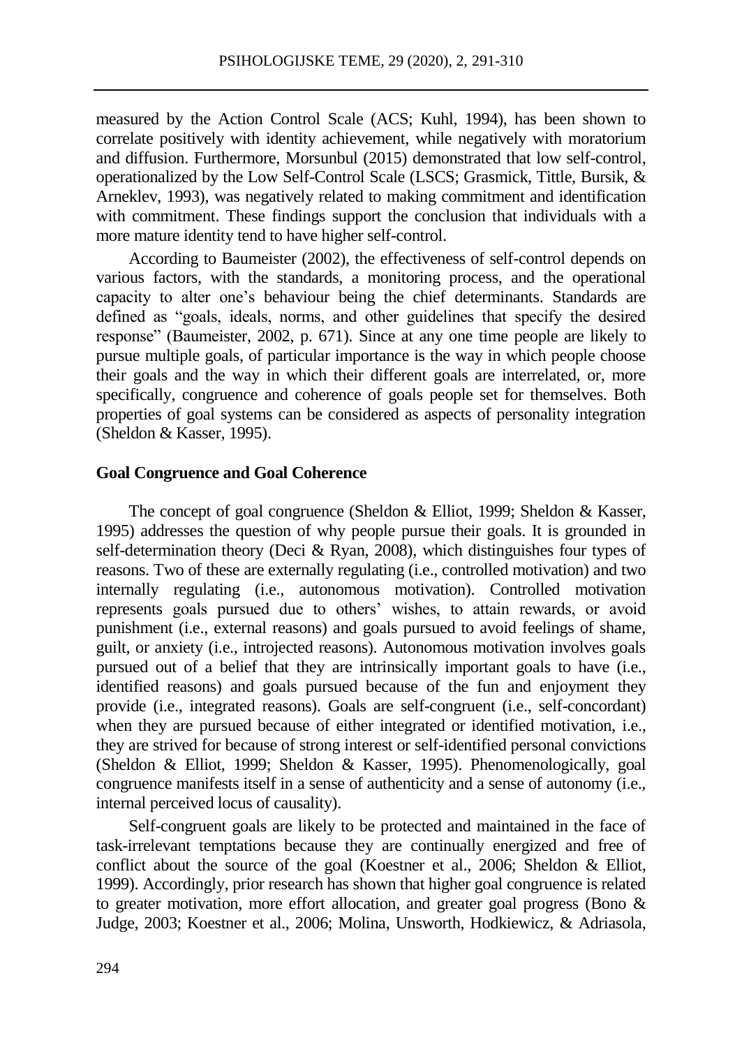measured by the Action Control Scale (ACS; Kuhl, 1994), has been shown to correlate positively with identity achievement, while negatively with moratorium and diffusion. Furthermore, Morsunbul (2015) demonstrated that low self-control, operationalized by the Low Self-Control Scale (LSCS; Grasmick, Tittle, Bursik, & Arneklev, 1993), was negatively related to making commitment and identification with commitment. These findings support the conclusion that individuals with a more mature identity tend to have higher self-control.

According to Baumeister (2002), the effectiveness of self-control depends on various factors, with the standards, a monitoring process, and the operational capacity to alter one's behaviour being the chief determinants. Standards are defined as "goals, ideals, norms, and other guidelines that specify the desired response" (Baumeister, 2002, p. 671). Since at any one time people are likely to pursue multiple goals, of particular importance is the way in which people choose their goals and the way in which their different goals are interrelated, or, more specifically, congruence and coherence of goals people set for themselves. Both properties of goal systems can be considered as aspects of personality integration (Sheldon & Kasser, 1995).

## Goal Congruence and Goal Coherence

The concept of goal congruence (Sheldon & Elliot, 1999; Sheldon & Kasser, 1995) addresses the question of why people pursue their goals. It is grounded in self-determination theory (Deci & Ryan, 2008), which distinguishes four types of reasons. Two of these are externally regulating (i.e., controlled motivation) and two internally regulating (i.e., autonomous motivation). Controlled motivation represents goals pursued due to others' wishes, to attain rewards, or avoid punishment (i.e., external reasons) and goals pursued to avoid feelings of shame, guilt, or anxiety (i.e., introjected reasons). Autonomous motivation involves goals pursued out of a belief that they are intrinsically important goals to have (i.e., identified reasons) and goals pursued because of the fun and enjoyment they provide (i.e., integrated reasons). Goals are self-congruent (i.e., self-concordant) when they are pursued because of either integrated or identified motivation, i.e., they are strived for because of strong interest or self-identified personal convictions (Sheldon & Elliot, 1999; Sheldon & Kasser, 1995). Phenomenologically, goal congruence manifests itself in a sense of authenticity and a sense of autonomy (i.e., internal perceived locus of causality).

Self-congruent goals are likely to be protected and maintained in the face of task-irrelevant temptations because they are continually energized and free of conflict about the source of the goal (Koestner et al., 2006; Sheldon & Elliot, 1999). Accordingly, prior research has shown that higher goal congruence is related to greater motivation, more effort allocation, and greater goal progress (Bono & Judge, 2003; Koestner et al., 2006; Molina, Unsworth, Hodkiewicz, & Adriasola,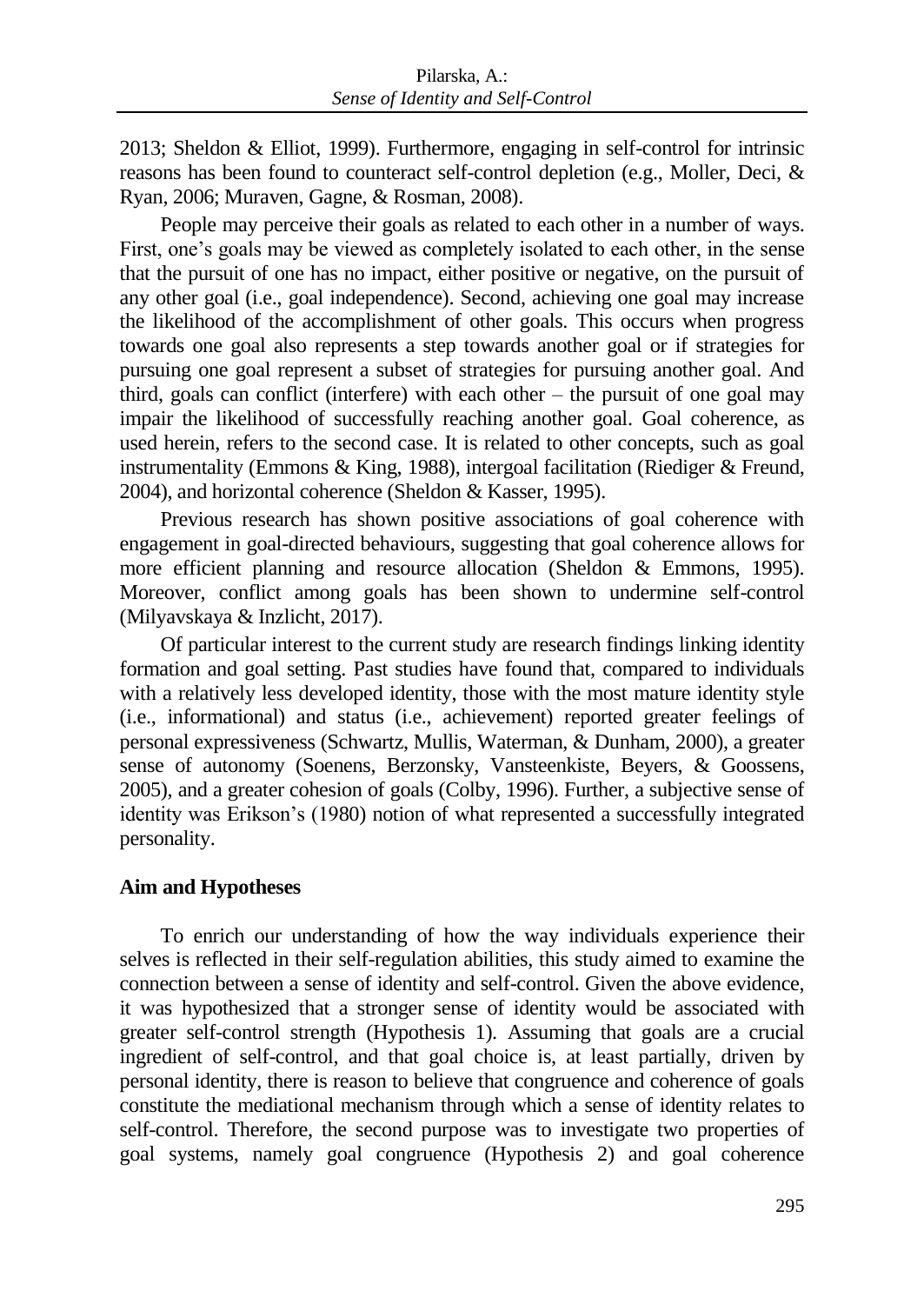2013; Sheldon & Elliot, 1999). Furthermore, engaging in self-control for intrinsic reasons has been found to counteract self-control depletion (e.g., Moller, Deci, & Ryan, 2006; Muraven, Gagne, & Rosman, 2008).

People may perceive their goals as related to each other in a number of ways. First, one's goals may be viewed as completely isolated to each other, in the sense that the pursuit of one has no impact, either positive or negative, on the pursuit of any other goal (i.e., goal independence). Second, achieving one goal may increase the likelihood of the accomplishment of other goals. This occurs when progress towards one goal also represents a step towards another goal or if strategies for pursuing one goal represent a subset of strategies for pursuing another goal. And third, goals can conflict (interfere) with each other – the pursuit of one goal may impair the likelihood of successfully reaching another goal. Goal coherence, as used herein, refers to the second case. It is related to other concepts, such as goal instrumentality (Emmons & King, 1988), intergoal facilitation (Riediger & Freund, 2004), and horizontal coherence (Sheldon & Kasser, 1995).

Previous research has shown positive associations of goal coherence with engagement in goal-directed behaviours, suggesting that goal coherence allows for more efficient planning and resource allocation (Sheldon & Emmons, 1995). Moreover, conflict among goals has been shown to undermine self-control (Milyavskaya & Inzlicht, 2017).

Of particular interest to the current study are research findings linking identity formation and goal setting. Past studies have found that, compared to individuals with a relatively less developed identity, those with the most mature identity style (i.e., informational) and status (i.e., achievement) reported greater feelings of personal expressiveness (Schwartz, Mullis, Waterman, & Dunham, 2000), a greater sense of autonomy (Soenens, Berzonsky, Vansteenkiste, Beyers, & Goossens, 2005), and a greater cohesion of goals (Colby, 1996). Further, a subjective sense of identity was Erikson's (1980) notion of what represented a successfully integrated personality.

## Aim and Hypotheses

To enrich our understanding of how the way individuals experience their selves is reflected in their self-regulation abilities, this study aimed to examine the connection between a sense of identity and self-control. Given the above evidence, it was hypothesized that a stronger sense of identity would be associated with greater self-control strength (Hypothesis 1). Assuming that goals are a crucial ingredient of self-control, and that goal choice is, at least partially, driven by personal identity, there is reason to believe that congruence and coherence of goals constitute the mediational mechanism through which a sense of identity relates to self-control. Therefore, the second purpose was to investigate two properties of goal systems, namely goal congruence (Hypothesis 2) and goal coherence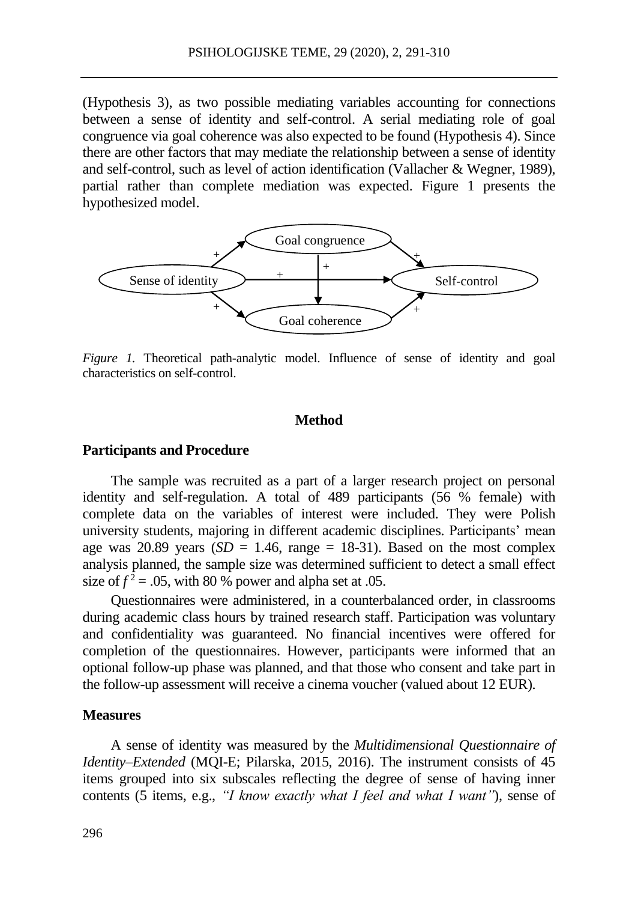(Hypothesis 3), as two possible mediating variables accounting for connections between a sense of identity and self-control. A serial mediating role of goal congruence via goal coherence was also expected to be found (Hypothesis 4). Since there are other factors that may mediate the relationship between a sense of identity and self-control, such as level of action identification (Vallacher & Wegner, 1989), partial rather than complete mediation was expected. Figure 1 presents the hypothesized model.

*Figure 1.* Theoretical path-analytic model. Influence of sense of identity and goal characteristics on self-control.

## Method

### Participants and Procedure

The sample was recruited as a part of a larger research project on personal identity and self-regulation. A total of 489 participants (56 % female) with complete data on the variables of interest were included. They were Polish university students, majoring in different academic disciplines. Participants' mean age was 20.89 years ($SD$ = 1.46, range = 18-31). Based on the most complex analysis planned, the sample size was determined sufficient to detect a small effect size of $f^2 = .05$, with 80 % power and alpha set at .05.

Questionnaires were administered, in a counterbalanced order, in classrooms during academic class hours by trained research staff. Participation was voluntary and confidentiality was guaranteed. No financial incentives were offered for completion of the questionnaires. However, participants were informed that an optional follow-up phase was planned, and that those who consent and take part in the follow-up assessment will receive a cinema voucher (valued about 12 EUR).

### Measures

A sense of identity was measured by the *Multidimensional Questionnaire of Identity–Extended* (MQI-E; Pilarska, 2015, 2016). The instrument consists of 45 items grouped into six subscales reflecting the degree of sense of having inner contents (5 items, e.g., *"I know exactly what I feel and what I want"*), sense of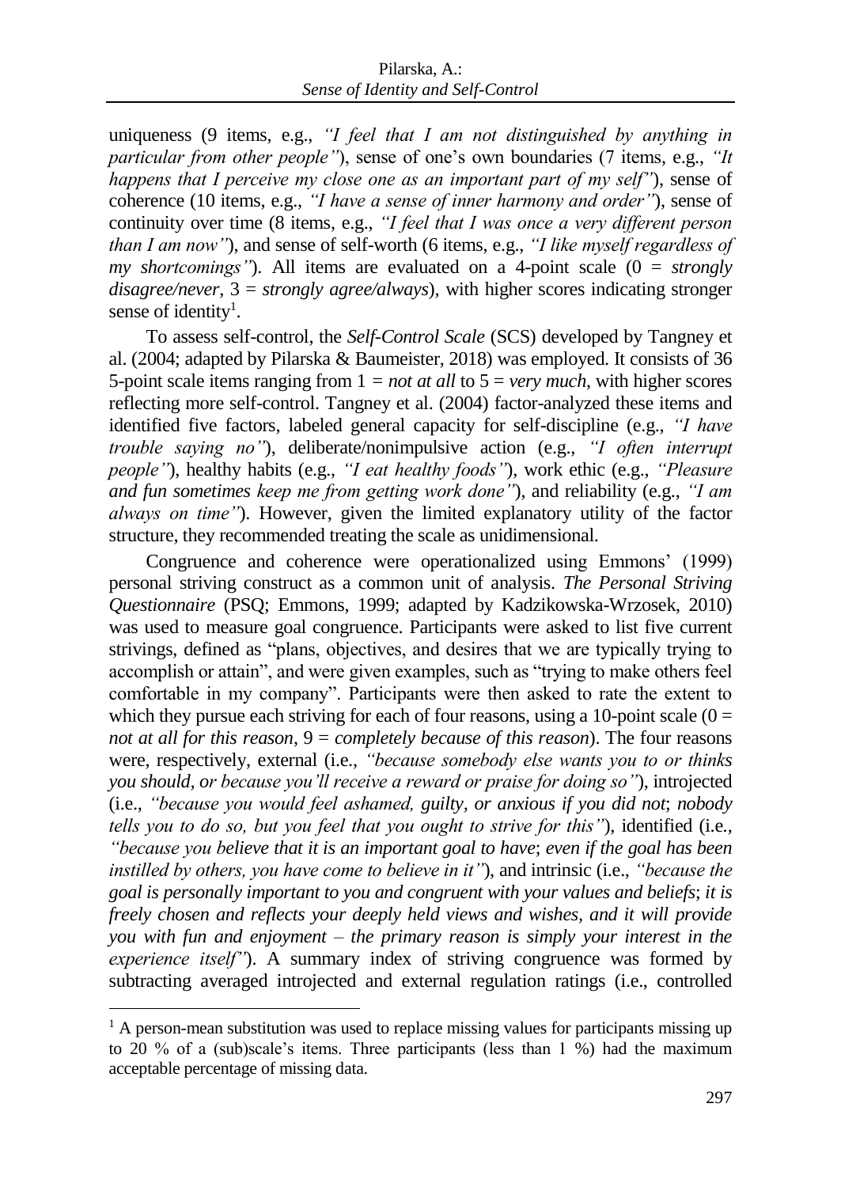uniqueness (9 items, e.g., *"I feel that I am not distinguished by anything in particular from other people"*), sense of one's own boundaries (7 items, e.g., *"It happens that I perceive my close one as an important part of my self"*), sense of coherence (10 items, e.g., *"I have a sense of inner harmony and order"*), sense of continuity over time (8 items, e.g., *"I feel that I was once a very different person than I am now"*), and sense of self-worth (6 items, e.g., *"I like myself regardless of my shortcomings"*). All items are evaluated on a 4-point scale (0 = *strongly disagree/never*, 3 = *strongly agree/always*), with higher scores indicating stronger sense of identity[1].

To assess self-control, the *Self-Control Scale* (SCS) developed by Tangney et al. (2004; adapted by Pilarska & Baumeister, 2018) was employed. It consists of 36 5-point scale items ranging from 1 = *not at all* to 5 = *very much*, with higher scores reflecting more self-control. Tangney et al. (2004) factor-analyzed these items and identified five factors, labeled general capacity for self-discipline (e.g., *"I have trouble saying no"*), deliberate/nonimpulsive action (e.g., *"I often interrupt people"*), healthy habits (e.g., *"I eat healthy foods"*), work ethic (e.g., *"Pleasure and fun sometimes keep me from getting work done"*), and reliability (e.g., *"I am always on time"*). However, given the limited explanatory utility of the factor structure, they recommended treating the scale as unidimensional.

Congruence and coherence were operationalized using Emmons' (1999) personal striving construct as a common unit of analysis. *The Personal Striving Questionnaire* (PSQ; Emmons, 1999; adapted by Kadzikowska-Wrzosek, 2010) was used to measure goal congruence. Participants were asked to list five current strivings, defined as "plans, objectives, and desires that we are typically trying to accomplish or attain", and were given examples, such as "trying to make others feel comfortable in my company". Participants were then asked to rate the extent to which they pursue each striving for each of four reasons, using a 10-point scale (0 = *not at all for this reason*, 9 = *completely because of this reason*). The four reasons were, respectively, external (i.e., *"because somebody else wants you to or thinks you should, or because you'll receive a reward or praise for doing so"*), introjected (i.e., *"because you would feel ashamed, guilty, or anxious if you did not; nobody tells you to do so, but you feel that you ought to strive for this"*), identified (i.e., *"because you believe that it is an important goal to have; even if the goal has been instilled by others, you have come to believe in it"*), and intrinsic (i.e., *"because the goal is personally important to you and congruent with your values and beliefs; it is freely chosen and reflects your deeply held views and wishes, and it will provide you with fun and enjoyment – the primary reason is simply your interest in the experience itself"*). A summary index of striving congruence was formed by subtracting averaged introjected and external regulation ratings (i.e., controlled

[1] A person-mean substitution was used to replace missing values for participants missing up to 20 % of a (sub)scale's items. Three participants (less than 1 %) had the maximum acceptable percentage of missing data.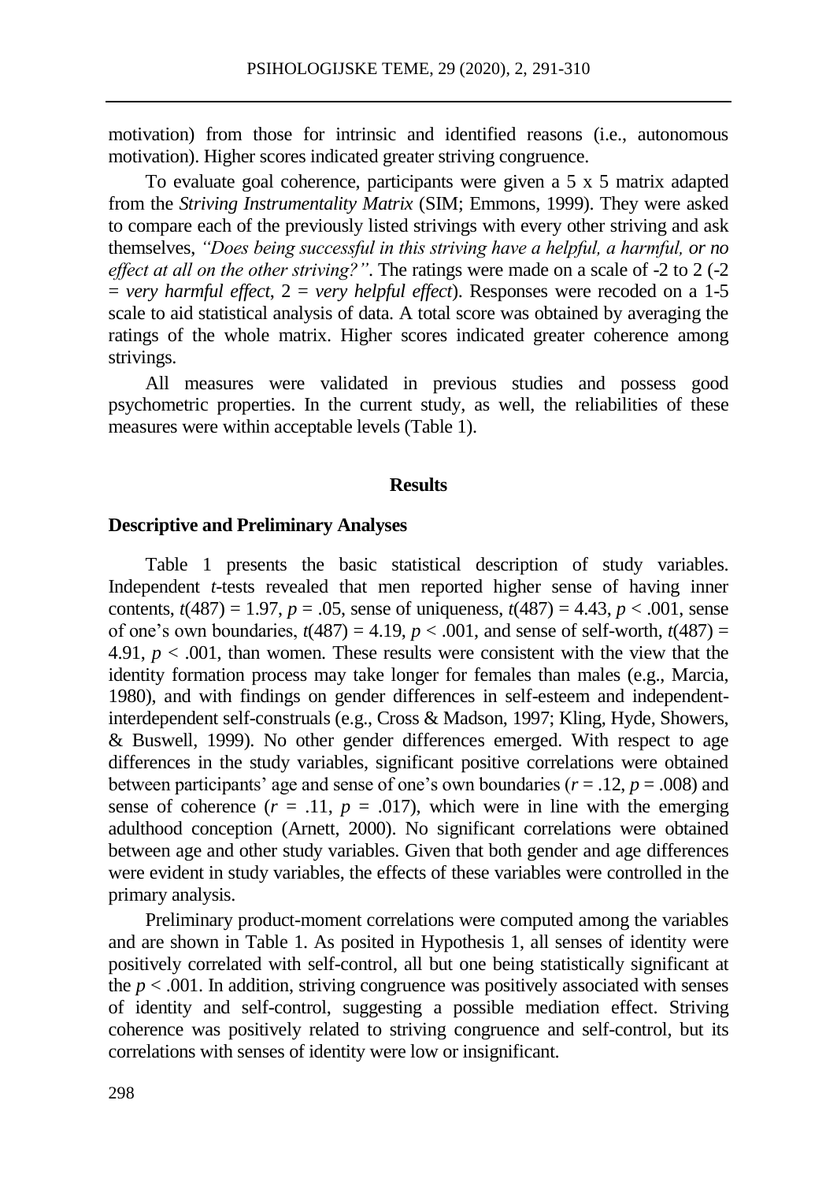motivation) from those for intrinsic and identified reasons (i.e., autonomous motivation). Higher scores indicated greater striving congruence.

To evaluate goal coherence, participants were given a 5 x 5 matrix adapted from the *Striving Instrumentality Matrix* (SIM; Emmons, 1999). They were asked to compare each of the previously listed strivings with every other striving and ask themselves, *"Does being successful in this striving have a helpful, a harmful, or no effect at all on the other striving?"*. The ratings were made on a scale of -2 to 2 (-2 = *very harmful effect*, 2 = *very helpful effect*). Responses were recoded on a 1-5 scale to aid statistical analysis of data. A total score was obtained by averaging the ratings of the whole matrix. Higher scores indicated greater coherence among strivings.

All measures were validated in previous studies and possess good psychometric properties. In the current study, as well, the reliabilities of these measures were within acceptable levels (Table 1).

## Results

### Descriptive and Preliminary Analyses

Table 1 presents the basic statistical description of study variables. Independent *t*-tests revealed that men reported higher sense of having inner contents, $t(487) = 1.97$, $p = .05$, sense of uniqueness, $t(487) = 4.43$, $p < .001$, sense of one's own boundaries, $t(487) = 4.19$, $p < .001$, and sense of self-worth, $t(487) = 4.91$, $p < .001$, than women. These results were consistent with the view that the identity formation process may take longer for females than males (e.g., Marcia, 1980), and with findings on gender differences in self-esteem and independent-interdependent self-construals (e.g., Cross & Madson, 1997; Kling, Hyde, Showers, & Buswell, 1999). No other gender differences emerged. With respect to age differences in the study variables, significant positive correlations were obtained between participants' age and sense of one's own boundaries ($r = .12$, $p = .008$) and sense of coherence ($r = .11$, $p = .017$), which were in line with the emerging adulthood conception (Arnett, 2000). No significant correlations were obtained between age and other study variables. Given that both gender and age differences were evident in study variables, the effects of these variables were controlled in the primary analysis.

Preliminary product-moment correlations were computed among the variables and are shown in Table 1. As posited in Hypothesis 1, all senses of identity were positively correlated with self-control, all but one being statistically significant at the $p < .001$. In addition, striving congruence was positively associated with senses of identity and self-control, suggesting a possible mediation effect. Striving coherence was positively related to striving congruence and self-control, but its correlations with senses of identity were low or insignificant.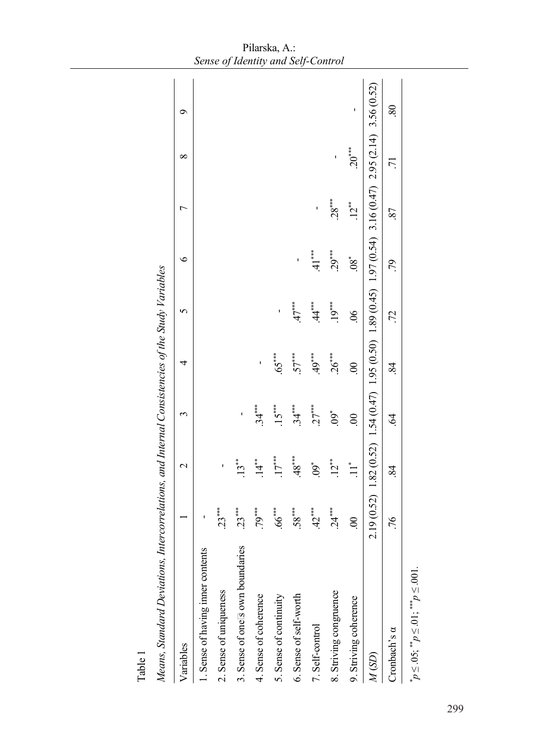Table 1

*Means, Standard Deviations, Intercorrelations, and Internal Consistencies of the Study Variables*

| Variables | 1 | 2 | 3 | 4 | 5 | 6 | 7 | 8 | 9 |
|---|---|---|---|---|---|---|---|---|---|
| 1. Sense of having inner contents | - | | | | | | | | |
| 2. Sense of uniqueness | .23*** | - | | | | | | | |
| 3. Sense of one's own boundaries | .23*** | .13** | - | | | | | | |
| 4. Sense of coherence | .79*** | .14** | .34*** | - | | | | | |
| 5. Sense of continuity | .66*** | .17*** | .15*** | .65*** | - | | | | |
| 6. Sense of self-worth | .58*** | .48*** | .34*** | .57*** | .47*** | - | | | |
| 7. Self-control | .42*** | .09* | .27*** | .49*** | .44*** | .41*** | - | | |
| 8. Striving congruence | .24*** | .12** | .09* | .26*** | .19*** | .29*** | .28*** | - | |
| 9. Striving coherence | .00 | .11* | .00 | .00 | .06 | .08* | .12** | .20*** | - |
| *M* (*SD*) | 2.19 (0.52) | 1.82 (0.52) | 1.54 (0.47) | 1.95 (0.50) | 1.89 (0.45) | 1.97 (0.54) | 3.16 (0.47) | 2.95 (2.14) | 3.56 (0.52) |
| Cronbach's α | .76 | .84 | .64 | .84 | .72 | .79 | .87 | .71 | .80 |

*$p \leq .05$; **$p \leq .01$; ***$p \leq .001$.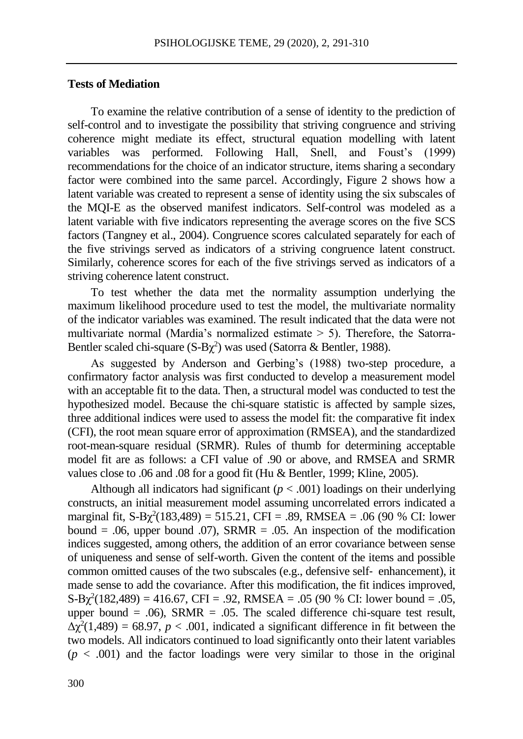### Tests of Mediation

To examine the relative contribution of a sense of identity to the prediction of self-control and to investigate the possibility that striving congruence and striving coherence might mediate its effect, structural equation modelling with latent variables was performed. Following Hall, Snell, and Foust's (1999) recommendations for the choice of an indicator structure, items sharing a secondary factor were combined into the same parcel. Accordingly, Figure 2 shows how a latent variable was created to represent a sense of identity using the six subscales of the MQI-E as the observed manifest indicators. Self-control was modeled as a latent variable with five indicators representing the average scores on the five SCS factors (Tangney et al., 2004). Congruence scores calculated separately for each of the five strivings served as indicators of a striving congruence latent construct. Similarly, coherence scores for each of the five strivings served as indicators of a striving coherence latent construct.

To test whether the data met the normality assumption underlying the maximum likelihood procedure used to test the model, the multivariate normality of the indicator variables was examined. The result indicated that the data were not multivariate normal (Mardia's normalized estimate > 5). Therefore, the Satorra-Bentler scaled chi-square (S-B$\chi^2$) was used (Satorra & Bentler, 1988).

As suggested by Anderson and Gerbing's (1988) two-step procedure, a confirmatory factor analysis was first conducted to develop a measurement model with an acceptable fit to the data. Then, a structural model was conducted to test the hypothesized model. Because the chi-square statistic is affected by sample sizes, three additional indices were used to assess the model fit: the comparative fit index (CFI), the root mean square error of approximation (RMSEA), and the standardized root-mean-square residual (SRMR). Rules of thumb for determining acceptable model fit are as follows: a CFI value of .90 or above, and RMSEA and SRMR values close to .06 and .08 for a good fit (Hu & Bentler, 1999; Kline, 2005).

Although all indicators had significant ($p < .001$) loadings on their underlying constructs, an initial measurement model assuming uncorrelated errors indicated a marginal fit, S-B$\chi^2$(183,489) = 515.21, CFI = .89, RMSEA = .06 (90 % CI: lower bound = .06, upper bound .07), SRMR = .05. An inspection of the modification indices suggested, among others, the addition of an error covariance between sense of uniqueness and sense of self-worth. Given the content of the items and possible common omitted causes of the two subscales (e.g., defensive self- enhancement), it made sense to add the covariance. After this modification, the fit indices improved, S-B$\chi^2$(182,489) = 416.67, CFI = .92, RMSEA = .05 (90 % CI: lower bound = .05, upper bound = .06), SRMR = .05. The scaled difference chi-square test result, $\Delta\chi^2$(1,489) = 68.97, $p < .001$, indicated a significant difference in fit between the two models. All indicators continued to load significantly onto their latent variables ($p < .001$) and the factor loadings were very similar to those in the original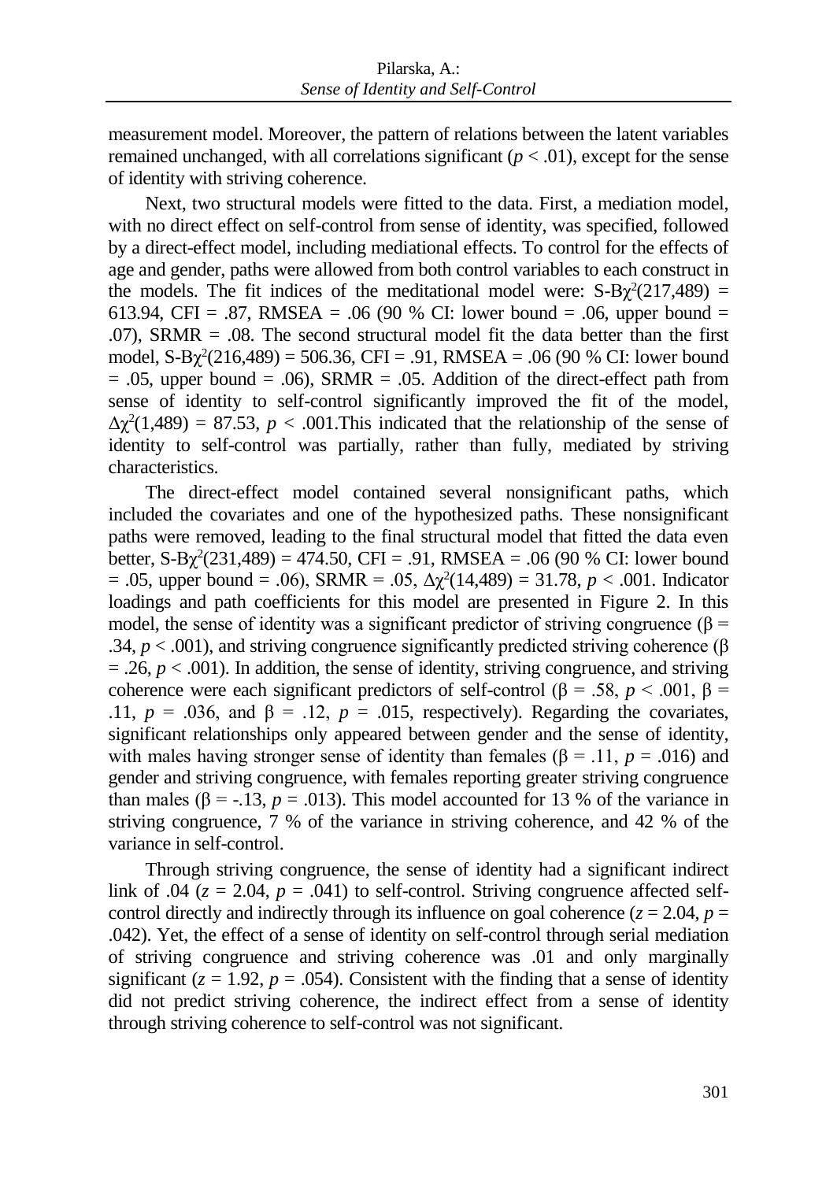measurement model. Moreover, the pattern of relations between the latent variables remained unchanged, with all correlations significant ($p < .01$), except for the sense of identity with striving coherence.

Next, two structural models were fitted to the data. First, a mediation model, with no direct effect on self-control from sense of identity, was specified, followed by a direct-effect model, including mediational effects. To control for the effects of age and gender, paths were allowed from both control variables to each construct in the models. The fit indices of the meditational model were: S-B$\chi^2(217,489)$ = 613.94, CFI = .87, RMSEA = .06 (90 % CI: lower bound = .06, upper bound = .07), SRMR = .08. The second structural model fit the data better than the first model, S-B$\chi^2(216,489)$ = 506.36, CFI = .91, RMSEA = .06 (90 % CI: lower bound = .05, upper bound = .06), SRMR = .05. Addition of the direct-effect path from sense of identity to self-control significantly improved the fit of the model, $\Delta\chi^2(1,489) = 87.53$, $p < .001$.This indicated that the relationship of the sense of identity to self-control was partially, rather than fully, mediated by striving characteristics.

The direct-effect model contained several nonsignificant paths, which included the covariates and one of the hypothesized paths. These nonsignificant paths were removed, leading to the final structural model that fitted the data even better, S-B$\chi^2(231,489)$ = 474.50, CFI = .91, RMSEA = .06 (90 % CI: lower bound = .05, upper bound = .06), SRMR = .05, $\Delta\chi^2(14,489) = 31.78$, $p < .001$. Indicator loadings and path coefficients for this model are presented in Figure 2. In this model, the sense of identity was a significant predictor of striving congruence ($\beta$ = .34, $p < .001$), and striving congruence significantly predicted striving coherence ($\beta$ = .26, $p < .001$). In addition, the sense of identity, striving congruence, and striving coherence were each significant predictors of self-control ($\beta$ = .58, $p < .001$, $\beta$ = .11, $p = .036$, and $\beta$ = .12, $p = .015$, respectively). Regarding the covariates, significant relationships only appeared between gender and the sense of identity, with males having stronger sense of identity than females ($\beta$ = .11, $p = .016$) and gender and striving congruence, with females reporting greater striving congruence than males ($\beta$ = -.13, $p = .013$). This model accounted for 13 % of the variance in striving congruence, 7 % of the variance in striving coherence, and 42 % of the variance in self-control.

Through striving congruence, the sense of identity had a significant indirect link of .04 ($z = 2.04$, $p = .041$) to self-control. Striving congruence affected self-control directly and indirectly through its influence on goal coherence ($z = 2.04$, $p = .042$). Yet, the effect of a sense of identity on self-control through serial mediation of striving congruence and striving coherence was .01 and only marginally significant ($z = 1.92$, $p = .054$). Consistent with the finding that a sense of identity did not predict striving coherence, the indirect effect from a sense of identity through striving coherence to self-control was not significant.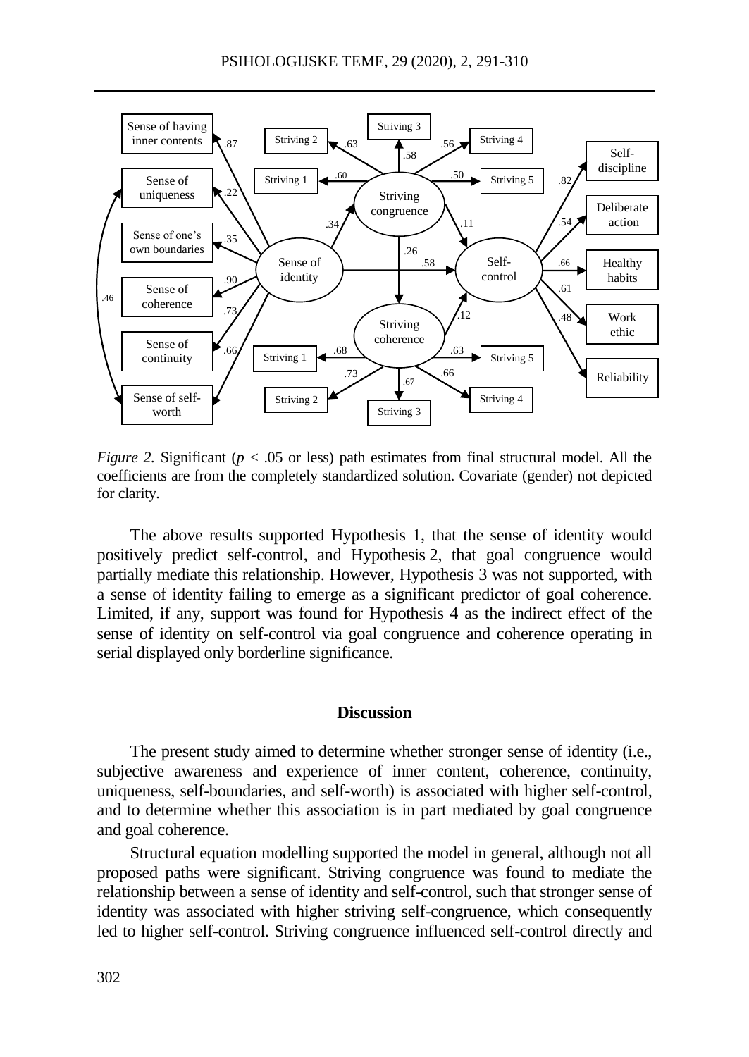*Figure 2.* Significant ($p$ < .05 or less) path estimates from final structural model. All the coefficients are from the completely standardized solution. Covariate (gender) not depicted for clarity.

The above results supported Hypothesis 1, that the sense of identity would positively predict self-control, and Hypothesis 2, that goal congruence would partially mediate this relationship. However, Hypothesis 3 was not supported, with a sense of identity failing to emerge as a significant predictor of goal coherence. Limited, if any, support was found for Hypothesis 4 as the indirect effect of the sense of identity on self-control via goal congruence and coherence operating in serial displayed only borderline significance.

## Discussion

The present study aimed to determine whether stronger sense of identity (i.e., subjective awareness and experience of inner content, coherence, continuity, uniqueness, self-boundaries, and self-worth) is associated with higher self-control, and to determine whether this association is in part mediated by goal congruence and goal coherence.

Structural equation modelling supported the model in general, although not all proposed paths were significant. Striving congruence was found to mediate the relationship between a sense of identity and self-control, such that stronger sense of identity was associated with higher striving self-congruence, which consequently led to higher self-control. Striving congruence influenced self-control directly and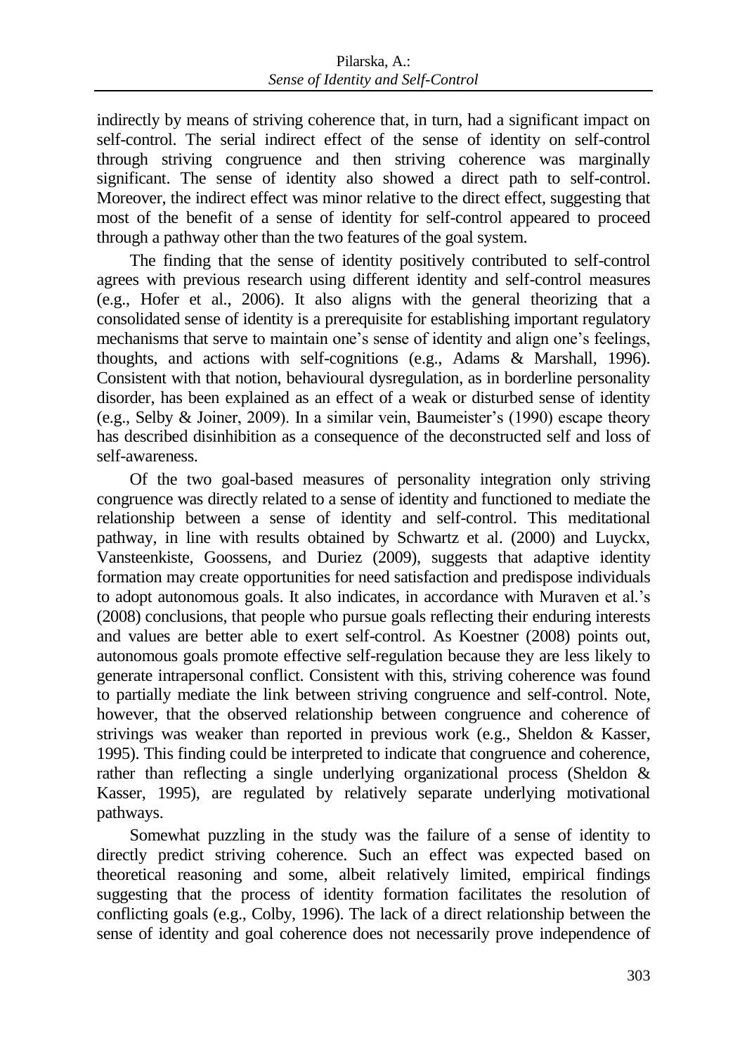indirectly by means of striving coherence that, in turn, had a significant impact on self-control. The serial indirect effect of the sense of identity on self-control through striving congruence and then striving coherence was marginally significant. The sense of identity also showed a direct path to self-control. Moreover, the indirect effect was minor relative to the direct effect, suggesting that most of the benefit of a sense of identity for self-control appeared to proceed through a pathway other than the two features of the goal system.

The finding that the sense of identity positively contributed to self-control agrees with previous research using different identity and self-control measures (e.g., Hofer et al., 2006). It also aligns with the general theorizing that a consolidated sense of identity is a prerequisite for establishing important regulatory mechanisms that serve to maintain one's sense of identity and align one's feelings, thoughts, and actions with self-cognitions (e.g., Adams & Marshall, 1996). Consistent with that notion, behavioural dysregulation, as in borderline personality disorder, has been explained as an effect of a weak or disturbed sense of identity (e.g., Selby & Joiner, 2009). In a similar vein, Baumeister's (1990) escape theory has described disinhibition as a consequence of the deconstructed self and loss of self-awareness.

Of the two goal-based measures of personality integration only striving congruence was directly related to a sense of identity and functioned to mediate the relationship between a sense of identity and self-control. This meditational pathway, in line with results obtained by Schwartz et al. (2000) and Luyckx, Vansteenkiste, Goossens, and Duriez (2009), suggests that adaptive identity formation may create opportunities for need satisfaction and predispose individuals to adopt autonomous goals. It also indicates, in accordance with Muraven et al.'s (2008) conclusions, that people who pursue goals reflecting their enduring interests and values are better able to exert self-control. As Koestner (2008) points out, autonomous goals promote effective self-regulation because they are less likely to generate intrapersonal conflict. Consistent with this, striving coherence was found to partially mediate the link between striving congruence and self-control. Note, however, that the observed relationship between congruence and coherence of strivings was weaker than reported in previous work (e.g., Sheldon & Kasser, 1995). This finding could be interpreted to indicate that congruence and coherence, rather than reflecting a single underlying organizational process (Sheldon & Kasser, 1995), are regulated by relatively separate underlying motivational pathways.

Somewhat puzzling in the study was the failure of a sense of identity to directly predict striving coherence. Such an effect was expected based on theoretical reasoning and some, albeit relatively limited, empirical findings suggesting that the process of identity formation facilitates the resolution of conflicting goals (e.g., Colby, 1996). The lack of a direct relationship between the sense of identity and goal coherence does not necessarily prove independence of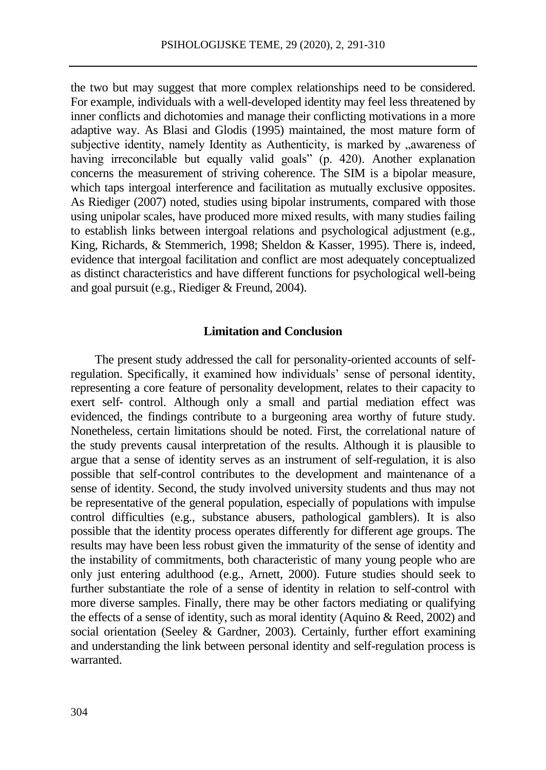the two but may suggest that more complex relationships need to be considered. For example, individuals with a well-developed identity may feel less threatened by inner conflicts and dichotomies and manage their conflicting motivations in a more adaptive way. As Blasi and Glodis (1995) maintained, the most mature form of subjective identity, namely Identity as Authenticity, is marked by „awareness of having irreconcilable but equally valid goals" (p. 420). Another explanation concerns the measurement of striving coherence. The SIM is a bipolar measure, which taps intergoal interference and facilitation as mutually exclusive opposites. As Riediger (2007) noted, studies using bipolar instruments, compared with those using unipolar scales, have produced more mixed results, with many studies failing to establish links between intergoal relations and psychological adjustment (e.g., King, Richards, & Stemmerich, 1998; Sheldon & Kasser, 1995). There is, indeed, evidence that intergoal facilitation and conflict are most adequately conceptualized as distinct characteristics and have different functions for psychological well-being and goal pursuit (e.g., Riediger & Freund, 2004).

## Limitation and Conclusion

The present study addressed the call for personality-oriented accounts of self-regulation. Specifically, it examined how individuals' sense of personal identity, representing a core feature of personality development, relates to their capacity to exert self- control. Although only a small and partial mediation effect was evidenced, the findings contribute to a burgeoning area worthy of future study. Nonetheless, certain limitations should be noted. First, the correlational nature of the study prevents causal interpretation of the results. Although it is plausible to argue that a sense of identity serves as an instrument of self-regulation, it is also possible that self-control contributes to the development and maintenance of a sense of identity. Second, the study involved university students and thus may not be representative of the general population, especially of populations with impulse control difficulties (e.g., substance abusers, pathological gamblers). It is also possible that the identity process operates differently for different age groups. The results may have been less robust given the immaturity of the sense of identity and the instability of commitments, both characteristic of many young people who are only just entering adulthood (e.g., Arnett, 2000). Future studies should seek to further substantiate the role of a sense of identity in relation to self-control with more diverse samples. Finally, there may be other factors mediating or qualifying the effects of a sense of identity, such as moral identity (Aquino & Reed, 2002) and social orientation (Seeley & Gardner, 2003). Certainly, further effort examining and understanding the link between personal identity and self-regulation process is warranted.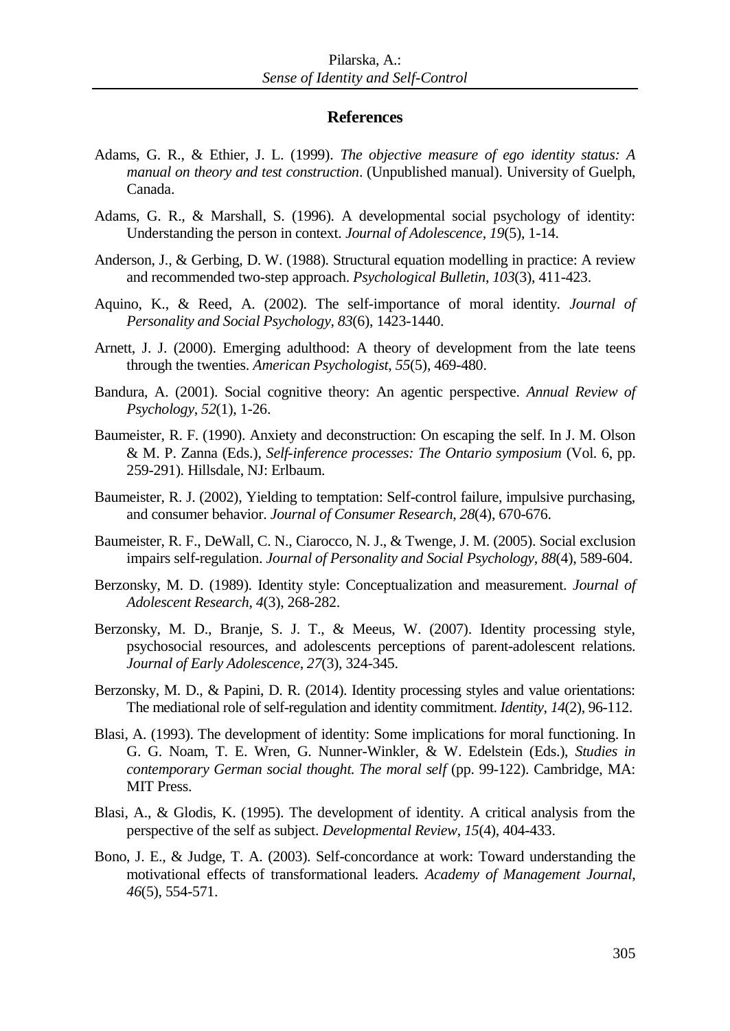## References

Adams, G. R., & Ethier, J. L. (1999). *The objective measure of ego identity status: A manual on theory and test construction*. (Unpublished manual). University of Guelph, Canada.

Adams, G. R., & Marshall, S. (1996). A developmental social psychology of identity: Understanding the person in context. *Journal of Adolescence*, *19*(5), 1-14.

Anderson, J., & Gerbing, D. W. (1988). Structural equation modelling in practice: A review and recommended two-step approach. *Psychological Bulletin*, *103*(3), 411-423.

Aquino, K., & Reed, A. (2002). The self-importance of moral identity. *Journal of Personality and Social Psychology*, *83*(6), 1423-1440.

Arnett, J. J. (2000). Emerging adulthood: A theory of development from the late teens through the twenties. *American Psychologist*, *55*(5), 469-480.

Bandura, A. (2001). Social cognitive theory: An agentic perspective. *Annual Review of Psychology*, *52*(1), 1-26.

Baumeister, R. F. (1990). Anxiety and deconstruction: On escaping the self. In J. M. Olson & M. P. Zanna (Eds.), *Self-inference processes: The Ontario symposium* (Vol. 6, pp. 259-291). Hillsdale, NJ: Erlbaum.

Baumeister, R. J. (2002), Yielding to temptation: Self-control failure, impulsive purchasing, and consumer behavior. *Journal of Consumer Research*, *28*(4), 670-676.

Baumeister, R. F., DeWall, C. N., Ciarocco, N. J., & Twenge, J. M. (2005). Social exclusion impairs self-regulation. *Journal of Personality and Social Psychology*, *88*(4), 589-604.

Berzonsky, M. D. (1989). Identity style: Conceptualization and measurement. *Journal of Adolescent Research*, *4*(3), 268-282.

Berzonsky, M. D., Branje, S. J. T., & Meeus, W. (2007). Identity processing style, psychosocial resources, and adolescents perceptions of parent-adolescent relations. *Journal of Early Adolescence*, *27*(3), 324-345.

Berzonsky, M. D., & Papini, D. R. (2014). Identity processing styles and value orientations: The mediational role of self-regulation and identity commitment. *Identity*, *14*(2), 96-112.

Blasi, A. (1993). The development of identity: Some implications for moral functioning. In G. G. Noam, T. E. Wren, G. Nunner-Winkler, & W. Edelstein (Eds.), *Studies in contemporary German social thought. The moral self* (pp. 99-122). Cambridge, MA: MIT Press.

Blasi, A., & Glodis, K. (1995). The development of identity. A critical analysis from the perspective of the self as subject. *Developmental Review*, *15*(4), 404-433.

Bono, J. E., & Judge, T. A. (2003). Self-concordance at work: Toward understanding the motivational effects of transformational leaders. *Academy of Management Journal*, *46*(5), 554-571.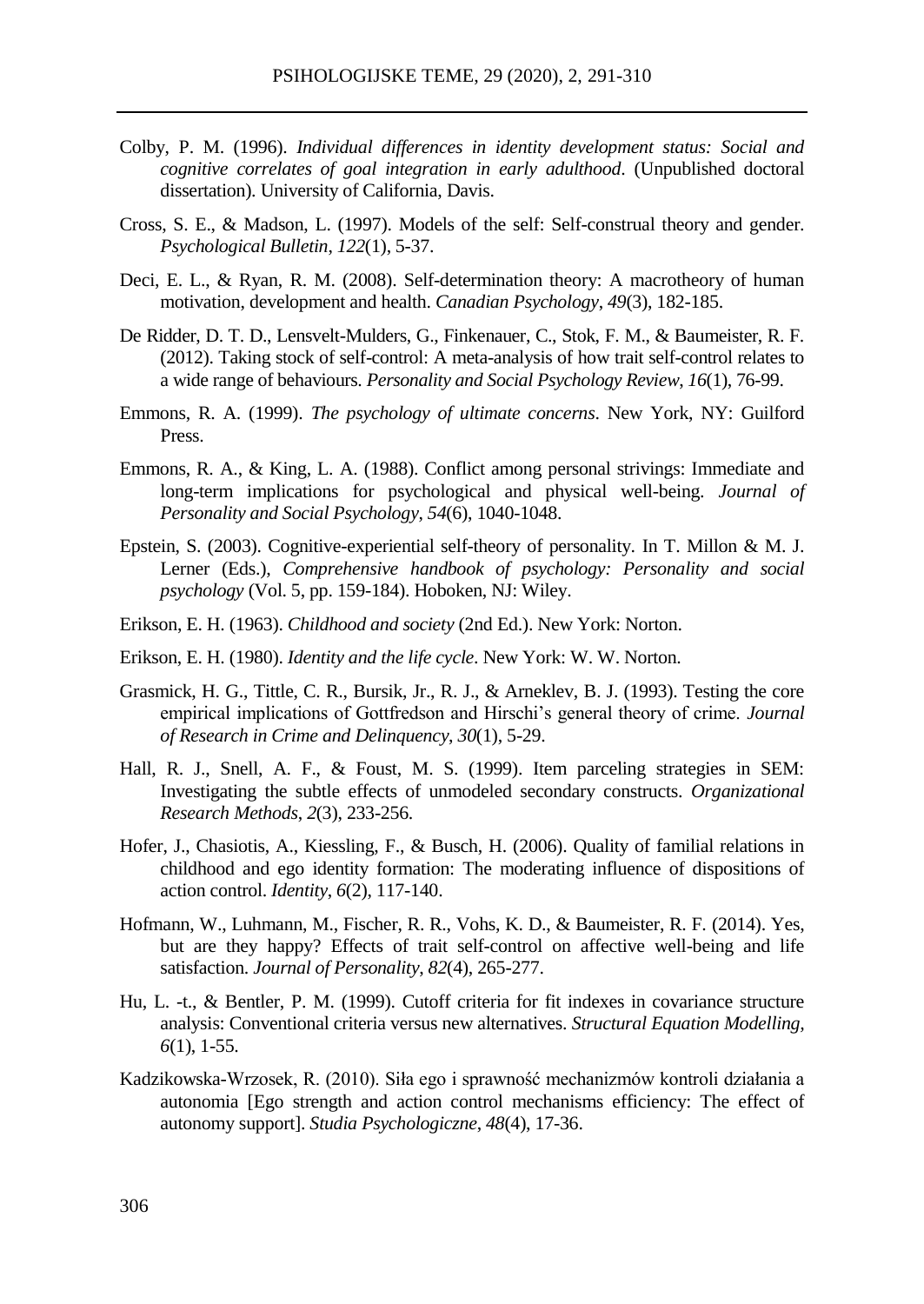Colby, P. M. (1996). *Individual differences in identity development status: Social and cognitive correlates of goal integration in early adulthood*. (Unpublished doctoral dissertation). University of California, Davis.

Cross, S. E., & Madson, L. (1997). Models of the self: Self-construal theory and gender. *Psychological Bulletin*, *122*(1), 5-37.

Deci, E. L., & Ryan, R. M. (2008). Self-determination theory: A macrotheory of human motivation, development and health. *Canadian Psychology*, *49*(3), 182-185.

De Ridder, D. T. D., Lensvelt-Mulders, G., Finkenauer, C., Stok, F. M., & Baumeister, R. F. (2012). Taking stock of self-control: A meta-analysis of how trait self-control relates to a wide range of behaviours. *Personality and Social Psychology Review*, *16*(1), 76-99.

Emmons, R. A. (1999). *The psychology of ultimate concerns*. New York, NY: Guilford Press.

Emmons, R. A., & King, L. A. (1988). Conflict among personal strivings: Immediate and long-term implications for psychological and physical well-being. *Journal of Personality and Social Psychology*, *54*(6), 1040-1048.

Epstein, S. (2003). Cognitive-experiential self-theory of personality. In T. Millon & M. J. Lerner (Eds.), *Comprehensive handbook of psychology: Personality and social psychology* (Vol. 5, pp. 159-184). Hoboken, NJ: Wiley.

Erikson, E. H. (1963). *Childhood and society* (2nd Ed.). New York: Norton.

Erikson, E. H. (1980). *Identity and the life cycle*. New York: W. W. Norton.

Grasmick, H. G., Tittle, C. R., Bursik, Jr., R. J., & Arneklev, B. J. (1993). Testing the core empirical implications of Gottfredson and Hirschi's general theory of crime. *Journal of Research in Crime and Delinquency, 30*(1), 5-29.

Hall, R. J., Snell, A. F., & Foust, M. S. (1999). Item parceling strategies in SEM: Investigating the subtle effects of unmodeled secondary constructs. *Organizational Research Methods*, *2*(3), 233-256.

Hofer, J., Chasiotis, A., Kiessling, F., & Busch, H. (2006). Quality of familial relations in childhood and ego identity formation: The moderating influence of dispositions of action control. *Identity*, *6*(2), 117-140.

Hofmann, W., Luhmann, M., Fischer, R. R., Vohs, K. D., & Baumeister, R. F. (2014). Yes, but are they happy? Effects of trait self-control on affective well-being and life satisfaction. *Journal of Personality, 82*(4), 265-277.

Hu, L. -t., & Bentler, P. M. (1999). Cutoff criteria for fit indexes in covariance structure analysis: Conventional criteria versus new alternatives. *Structural Equation Modelling, 6*(1), 1-55.

Kadzikowska-Wrzosek, R. (2010). Siła ego i sprawność mechanizmów kontroli działania a autonomia [Ego strength and action control mechanisms efficiency: The effect of autonomy support]. *Studia Psychologiczne*, *48*(4), 17-36.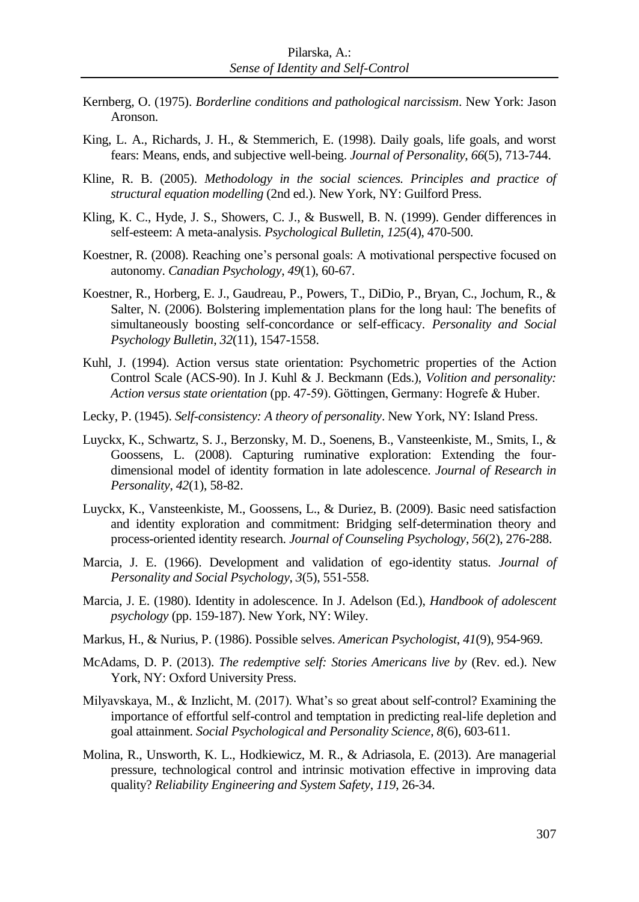Kernberg, O. (1975). *Borderline conditions and pathological narcissism*. New York: Jason Aronson.

King, L. A., Richards, J. H., & Stemmerich, E. (1998). Daily goals, life goals, and worst fears: Means, ends, and subjective well-being. *Journal of Personality*, *66*(5), 713-744.

Kline, R. B. (2005). *Methodology in the social sciences. Principles and practice of structural equation modelling* (2nd ed.). New York, NY: Guilford Press.

Kling, K. C., Hyde, J. S., Showers, C. J., & Buswell, B. N. (1999). Gender differences in self-esteem: A meta-analysis. *Psychological Bulletin*, *125*(4), 470-500.

Koestner, R. (2008). Reaching one's personal goals: A motivational perspective focused on autonomy. *Canadian Psychology*, *49*(1), 60-67.

Koestner, R., Horberg, E. J., Gaudreau, P., Powers, T., DiDio, P., Bryan, C., Jochum, R., & Salter, N. (2006). Bolstering implementation plans for the long haul: The benefits of simultaneously boosting self-concordance or self-efficacy. *Personality and Social Psychology Bulletin*, *32*(11), 1547-1558.

Kuhl, J. (1994). Action versus state orientation: Psychometric properties of the Action Control Scale (ACS-90). In J. Kuhl & J. Beckmann (Eds.), *Volition and personality: Action versus state orientation* (pp. 47-59). Göttingen, Germany: Hogrefe & Huber.

Lecky, P. (1945). *Self-consistency: A theory of personality*. New York, NY: Island Press.

Luyckx, K., Schwartz, S. J., Berzonsky, M. D., Soenens, B., Vansteenkiste, M., Smits, I., & Goossens, L. (2008). Capturing ruminative exploration: Extending the four-dimensional model of identity formation in late adolescence. *Journal of Research in Personality*, *42*(1), 58-82.

Luyckx, K., Vansteenkiste, M., Goossens, L., & Duriez, B. (2009). Basic need satisfaction and identity exploration and commitment: Bridging self-determination theory and process-oriented identity research. *Journal of Counseling Psychology*, *56*(2), 276-288.

Marcia, J. E. (1966). Development and validation of ego-identity status. *Journal of Personality and Social Psychology*, *3*(5), 551-558.

Marcia, J. E. (1980). Identity in adolescence. In J. Adelson (Ed.), *Handbook of adolescent psychology* (pp. 159-187). New York, NY: Wiley.

Markus, H., & Nurius, P. (1986). Possible selves. *American Psychologist*, *41*(9), 954-969.

McAdams, D. P. (2013). *The redemptive self: Stories Americans live by* (Rev. ed.). New York, NY: Oxford University Press.

Milyavskaya, M., & Inzlicht, M. (2017). What's so great about self-control? Examining the importance of effortful self-control and temptation in predicting real-life depletion and goal attainment. *Social Psychological and Personality Science*, *8*(6), 603-611.

Molina, R., Unsworth, K. L., Hodkiewicz, M. R., & Adriasola, E. (2013). Are managerial pressure, technological control and intrinsic motivation effective in improving data quality? *Reliability Engineering and System Safety*, *119*, 26-34.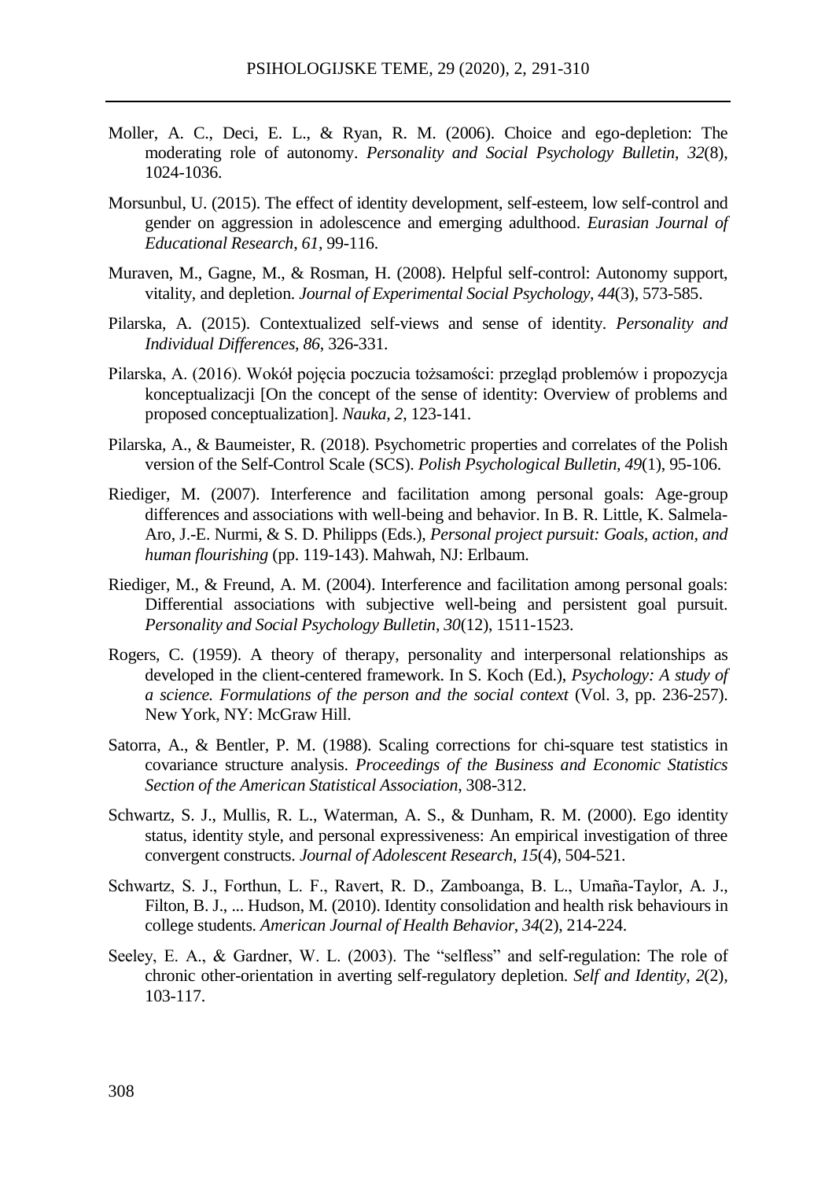Moller, A. C., Deci, E. L., & Ryan, R. M. (2006). Choice and ego-depletion: The moderating role of autonomy. *Personality and Social Psychology Bulletin*, *32*(8), 1024-1036.

Morsunbul, U. (2015). The effect of identity development, self-esteem, low self-control and gender on aggression in adolescence and emerging adulthood. *Eurasian Journal of Educational Research*, *61*, 99-116.

Muraven, M., Gagne, M., & Rosman, H. (2008). Helpful self-control: Autonomy support, vitality, and depletion. *Journal of Experimental Social Psychology*, *44*(3), 573-585.

Pilarska, A. (2015). Contextualized self-views and sense of identity. *Personality and Individual Differences*, *86*, 326-331.

Pilarska, A. (2016). Wokół pojęcia poczucia tożsamości: przegląd problemów i propozycja konceptualizacji [On the concept of the sense of identity: Overview of problems and proposed conceptualization]. *Nauka, 2*, 123-141.

Pilarska, A., & Baumeister, R. (2018). Psychometric properties and correlates of the Polish version of the Self-Control Scale (SCS). *Polish Psychological Bulletin, 49*(1), 95-106.

Riediger, M. (2007). Interference and facilitation among personal goals: Age-group differences and associations with well-being and behavior. In B. R. Little, K. Salmela-Aro, J.-E. Nurmi, & S. D. Philipps (Eds.), *Personal project pursuit: Goals, action, and human flourishing* (pp. 119-143). Mahwah, NJ: Erlbaum.

Riediger, M., & Freund, A. M. (2004). Interference and facilitation among personal goals: Differential associations with subjective well-being and persistent goal pursuit. *Personality and Social Psychology Bulletin*, *30*(12), 1511-1523.

Rogers, C. (1959). A theory of therapy, personality and interpersonal relationships as developed in the client-centered framework. In S. Koch (Ed.), *Psychology: A study of a science. Formulations of the person and the social context* (Vol. 3, pp. 236-257). New York, NY: McGraw Hill.

Satorra, A., & Bentler, P. M. (1988). Scaling corrections for chi-square test statistics in covariance structure analysis. *Proceedings of the Business and Economic Statistics Section of the American Statistical Association*, 308-312.

Schwartz, S. J., Mullis, R. L., Waterman, A. S., & Dunham, R. M. (2000). Ego identity status, identity style, and personal expressiveness: An empirical investigation of three convergent constructs. *Journal of Adolescent Research*, *15*(4), 504-521.

Schwartz, S. J., Forthun, L. F., Ravert, R. D., Zamboanga, B. L., Umaña-Taylor, A. J., Filton, B. J., ... Hudson, M. (2010). Identity consolidation and health risk behaviours in college students. *American Journal of Health Behavior*, *34*(2), 214-224.

Seeley, E. A., & Gardner, W. L. (2003). The "selfless" and self-regulation: The role of chronic other-orientation in averting self-regulatory depletion. *Self and Identity*, *2*(2), 103-117.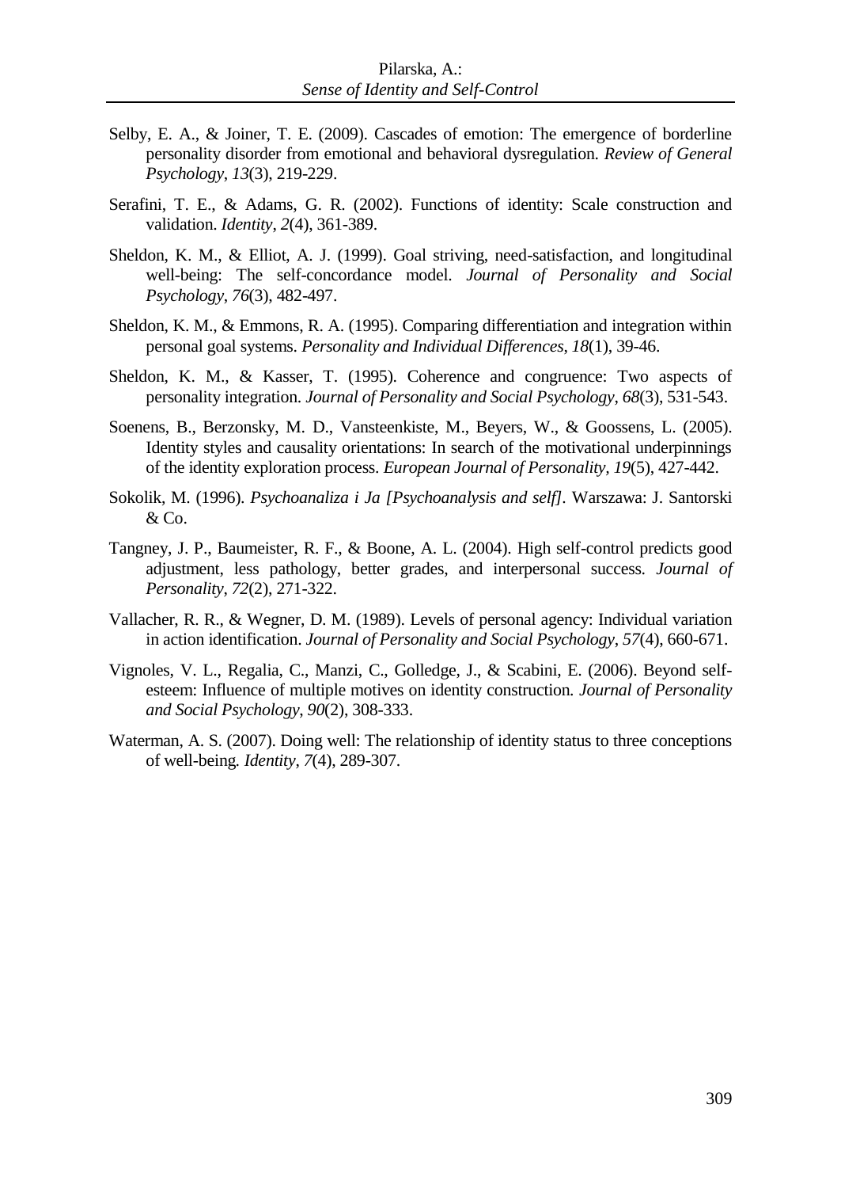Selby, E. A., & Joiner, T. E. (2009). Cascades of emotion: The emergence of borderline personality disorder from emotional and behavioral dysregulation. *Review of General Psychology*, *13*(3), 219-229.

Serafini, T. E., & Adams, G. R. (2002). Functions of identity: Scale construction and validation. *Identity*, *2*(4), 361-389.

Sheldon, K. M., & Elliot, A. J. (1999). Goal striving, need-satisfaction, and longitudinal well-being: The self-concordance model. *Journal of Personality and Social Psychology*, *76*(3), 482-497.

Sheldon, K. M., & Emmons, R. A. (1995). Comparing differentiation and integration within personal goal systems. *Personality and Individual Differences*, *18*(1), 39-46.

Sheldon, K. M., & Kasser, T. (1995). Coherence and congruence: Two aspects of personality integration. *Journal of Personality and Social Psychology*, *68*(3), 531-543.

Soenens, B., Berzonsky, M. D., Vansteenkiste, M., Beyers, W., & Goossens, L. (2005). Identity styles and causality orientations: In search of the motivational underpinnings of the identity exploration process. *European Journal of Personality*, *19*(5), 427-442.

Sokolik, M. (1996). *Psychoanaliza i Ja [Psychoanalysis and self]*. Warszawa: J. Santorski & Co.

Tangney, J. P., Baumeister, R. F., & Boone, A. L. (2004). High self-control predicts good adjustment, less pathology, better grades, and interpersonal success. *Journal of Personality*, *72*(2), 271-322.

Vallacher, R. R., & Wegner, D. M. (1989). Levels of personal agency: Individual variation in action identification. *Journal of Personality and Social Psychology*, *57*(4), 660-671.

Vignoles, V. L., Regalia, C., Manzi, C., Golledge, J., & Scabini, E. (2006). Beyond self-esteem: Influence of multiple motives on identity construction. *Journal of Personality and Social Psychology*, *90*(2), 308-333.

Waterman, A. S. (2007). Doing well: The relationship of identity status to three conceptions of well-being. *Identity*, *7*(4), 289-307.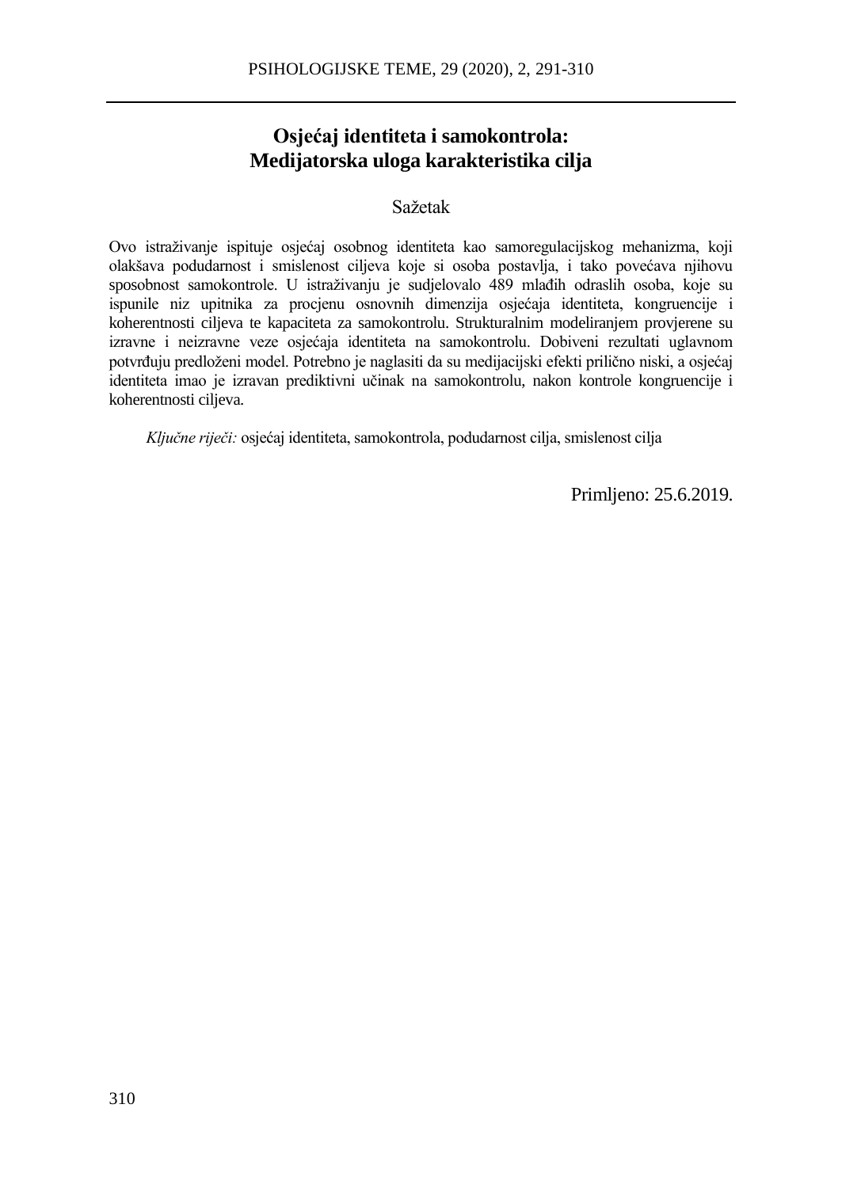# Osjećaj identiteta i samokontrola: Medijatorska uloga karakteristika cilja

## Sažetak

Ovo istraživanje ispituje osjećaj osobnog identiteta kao samoregulacijskog mehanizma, koji olakšava podudarnost i smislenost ciljeva koje si osoba postavlja, i tako povećava njihovu sposobnost samokontrole. U istraživanju je sudjelovalo 489 mlađih odraslih osoba, koje su ispunile niz upitnika za procjenu osnovnih dimenzija osjećaja identiteta, kongruencije i koherentnosti ciljeva te kapaciteta za samokontrolu. Strukturalnim modeliranjem provjerene su izravne i neizravne veze osjećaja identiteta na samokontrolu. Dobiveni rezultati uglavnom potvrđuju predloženi model. Potrebno je naglasiti da su medijacijski efekti prilično niski, a osjećaj identiteta imao je izravan prediktivni učinak na samokontrolu, nakon kontrole kongruencije i koherentnosti ciljeva.

*Ključne riječi:* osjećaj identiteta, samokontrola, podudarnost cilja, smislenost cilja

Primljeno: 25.6.2019.